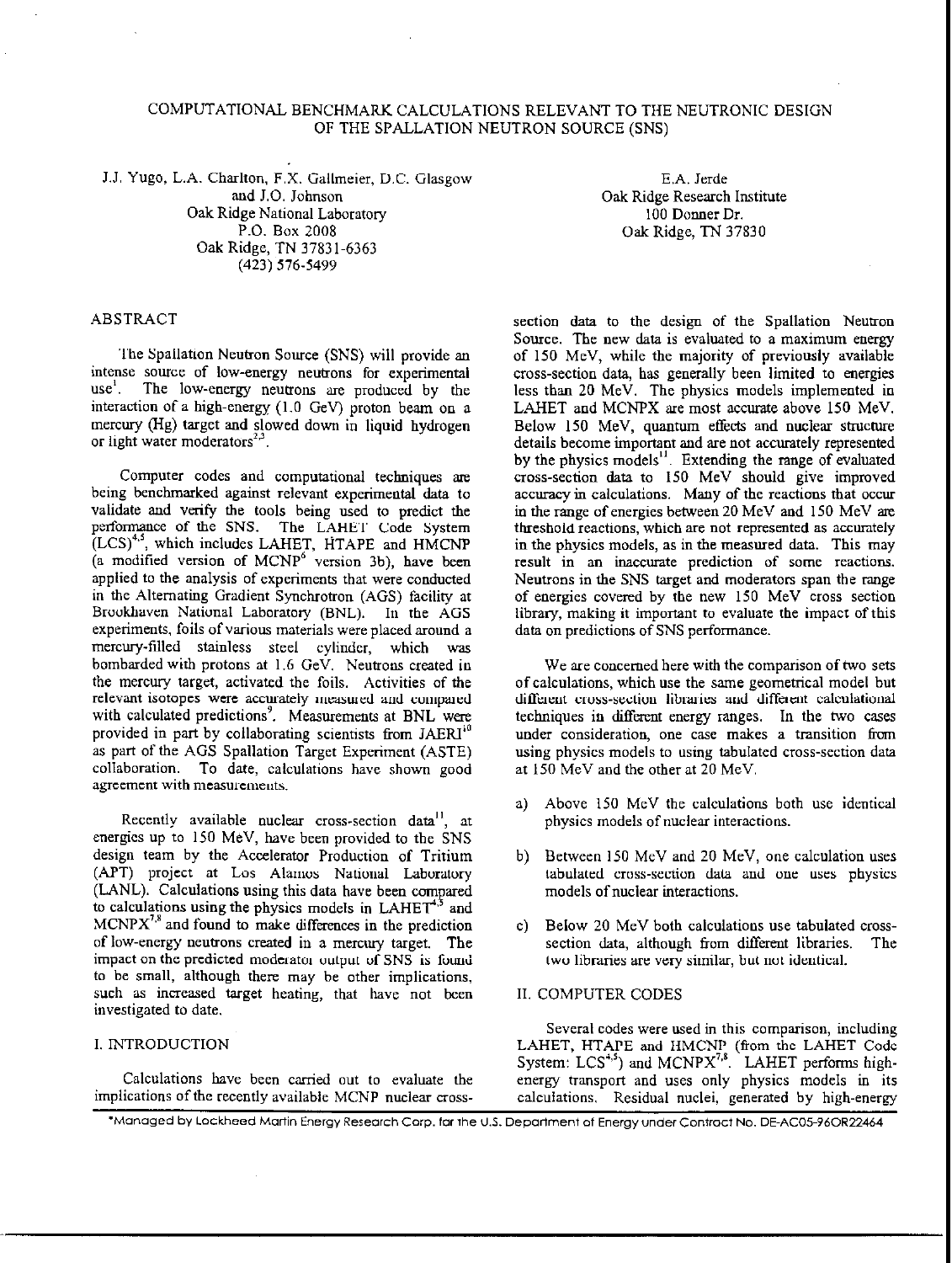# COMPUTATIONAL BENCHMARK CALCULATIONS RELEVANT TO THE NEUTRONIC DESIGN OF THE SPALLATION NEUTRON SOURCE (SNS)

J.J. Yugo, L.A. Charlton, F.X. Gallmeier, D.C. Glasgow and J.O. Johnson
Oak Ridge National Laboratory
P.O. Box 2008
Oak Ridge, TN 37831-6363
(423) 576-5499

E.A. Jerde
Oak Ridge Research Institute
100 Donner Dr.
Oak Ridge, TN 37830

## ABSTRACT

The Spallation Neutron Source (SNS) will provide an intense source of low-energy neutrons for experimental use[1]. The low-energy neutrons are produced by the interaction of a high-energy (1.0 GeV) proton beam on a mercury (Hg) target and slowed down in liquid hydrogen or light water moderators[2,3].

Computer codes and computational techniques are being benchmarked against relevant experimental data to validate and verify the tools being used to predict the performance of the SNS. The LAHET Code System (LCS)[4,5], which includes LAHET, HTAPE and HMCNP (a modified version of MCNP[6] version 3b), have been applied to the analysis of experiments that were conducted in the Alternating Gradient Synchrotron (AGS) facility at Brookhaven National Laboratory (BNL). In the AGS experiments, foils of various materials were placed around a mercury-filled stainless steel cylinder, which was bombarded with protons at 1.6 GeV. Neutrons created in the mercury target, activated the foils. Activities of the relevant isotopes were accurately measured and compared with calculated predictions[9]. Measurements at BNL were provided in part by collaborating scientists from JAERI[10] as part of the AGS Spallation Target Experiment (ASTE) collaboration. To date, calculations have shown good agreement with measurements.

Recently available nuclear cross-section data[11], at energies up to 150 MeV, have been provided to the SNS design team by the Accelerator Production of Tritium (APT) project at Los Alamos National Laboratory (LANL). Calculations using this data have been compared to calculations using the physics models in LAHET[4,5] and MCNPX[7,8] and found to make differences in the prediction of low-energy neutrons created in a mercury target. The impact on the predicted moderator output of SNS is found to be small, although there may be other implications, such as increased target heating, that have not been investigated to date.

## I. INTRODUCTION

Calculations have been carried out to evaluate the implications of the recently available MCNP nuclear cross-section data to the design of the Spallation Neutron Source. The new data is evaluated to a maximum energy of 150 MeV, while the majority of previously available cross-section data, has generally been limited to energies less than 20 MeV. The physics models implemented in LAHET and MCNPX are most accurate above 150 MeV. Below 150 MeV, quantum effects and nuclear structure details become important and are not accurately represented by the physics models[11]. Extending the range of evaluated cross-section data to 150 MeV should give improved accuracy in calculations. Many of the reactions that occur in the range of energies between 20 MeV and 150 MeV are threshold reactions, which are not represented as accurately in the physics models, as in the measured data. This may result in an inaccurate prediction of some reactions. Neutrons in the SNS target and moderators span the range of energies covered by the new 150 MeV cross section library, making it important to evaluate the impact of this data on predictions of SNS performance.

We are concerned here with the comparison of two sets of calculations, which use the same geometrical model but different cross-section libraries and different calculational techniques in different energy ranges. In the two cases under consideration, one case makes a transition from using physics models to using tabulated cross-section data at 150 MeV and the other at 20 MeV.

a) Above 150 MeV the calculations both use identical physics models of nuclear interactions.

b) Between 150 MeV and 20 MeV, one calculation uses tabulated cross-section data and one uses physics models of nuclear interactions.

c) Below 20 MeV both calculations use tabulated cross-section data, although from different libraries. The two libraries are very similar, but not identical.

## II. COMPUTER CODES

Several codes were used in this comparison, including LAHET, HTAPE and HMCNP (from the LAHET Code System: LCS[4,5]) and MCNPX[7,8]. LAHET performs high-energy transport and uses only physics models in its calculations. Residual nuclei, generated by high-energy

*Managed by Lockheed Martin Energy Research Corp. for the U.S. Department of Energy under Contract No. DE-AC05-96OR22464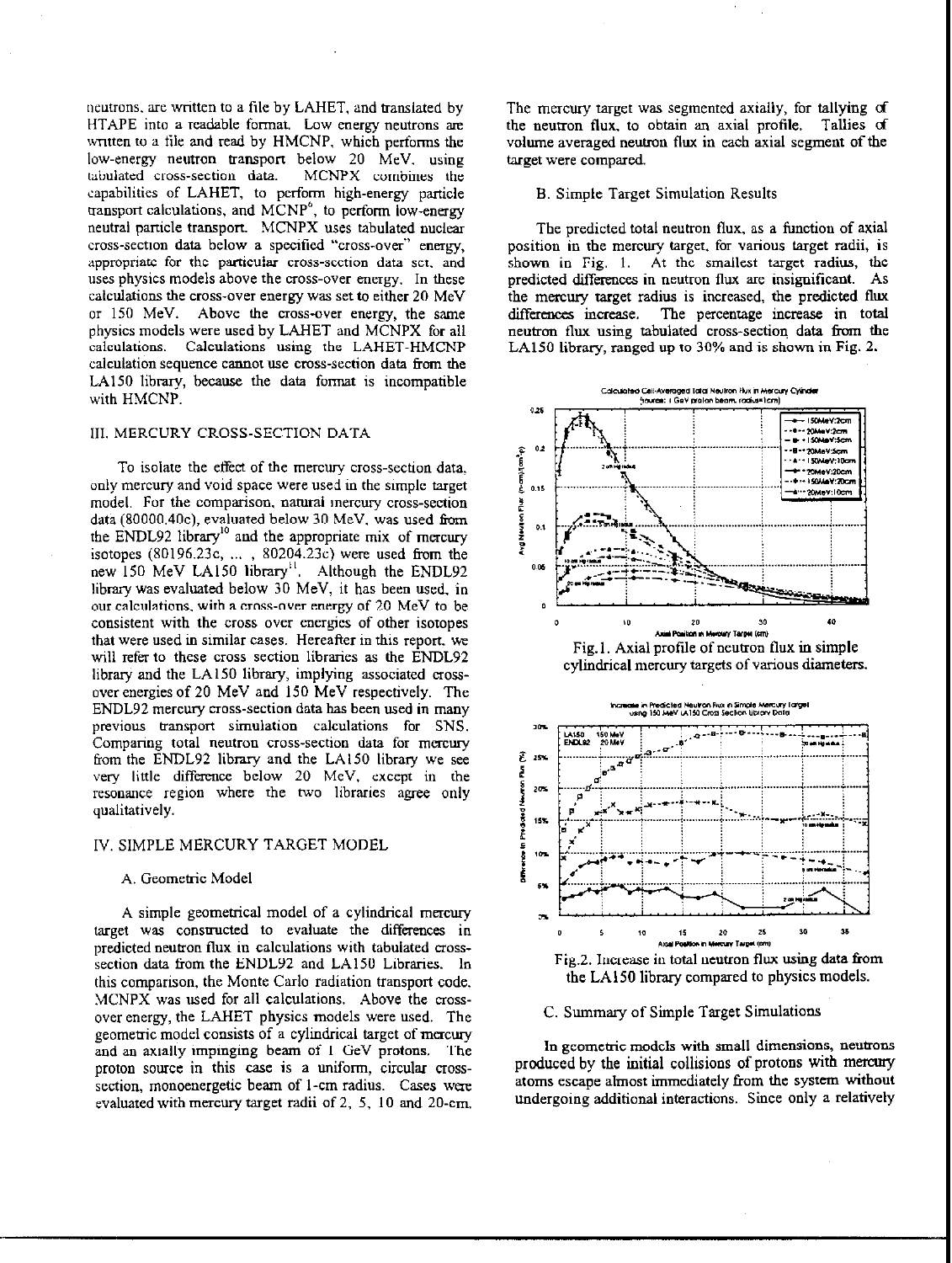neutrons, are written to a file by LAHET, and translated by HTAPE into a readable format. Low energy neutrons are written to a file and read by HMCNP, which performs the low-energy neutron transport below 20 MeV, using tabulated cross-section data. MCNPX combines the capabilities of LAHET, to perform high-energy particle transport calculations, and MCNP[6], to perform low-energy neutral particle transport. MCNPX uses tabulated nuclear cross-section data below a specified "cross-over" energy, appropriate for the particular cross-section data set, and uses physics models above the cross-over energy. In these calculations the cross-over energy was set to either 20 MeV or 150 MeV. Above the cross-over energy, the same physics models were used by LAHET and MCNPX for all calculations. Calculations using the LAHET-HMCNP calculation sequence cannot use cross-section data from the LA150 library, because the data format is incompatible with HMCNP.

## III. MERCURY CROSS-SECTION DATA

To isolate the effect of the mercury cross-section data, only mercury and void space were used in the simple target model. For the comparison, natural mercury cross-section data (80000.40c), evaluated below 30 MeV, was used from the ENDL92 library[10] and the appropriate mix of mercury isotopes (80196.23c, ... , 80204.23c) were used from the new 150 MeV LA150 library[11]. Although the ENDL92 library was evaluated below 30 MeV, it has been used, in our calculations, with a cross-over energy of 20 MeV to be consistent with the cross over energies of other isotopes that were used in similar cases. Hereafter in this report, we will refer to these cross section libraries as the ENDL92 library and the LA150 library, implying associated cross-over energies of 20 MeV and 150 MeV respectively. The ENDL92 mercury cross-section data has been used in many previous transport simulation calculations for SNS. Comparing total neutron cross-section data for mercury from the ENDL92 library and the LA150 library we see very little difference below 20 MeV, except in the resonance region where the two libraries agree only qualitatively.

## IV. SIMPLE MERCURY TARGET MODEL

### A. Geometric Model

A simple geometrical model of a cylindrical mercury target was constructed to evaluate the differences in predicted neutron flux in calculations with tabulated cross-section data from the ENDL92 and LA150 Libraries. In this comparison, the Monte Carlo radiation transport code, MCNPX was used for all calculations. Above the cross-over energy, the LAHET physics models were used. The geometric model consists of a cylindrical target of mercury and an axially impinging beam of 1 GeV protons. The proton source in this case is a uniform, circular cross-section, monoenergetic beam of 1-cm radius. Cases were evaluated with mercury target radii of 2, 5, 10 and 20-cm. The mercury target was segmented axially, for tallying of the neutron flux, to obtain an axial profile. Tallies of volume averaged neutron flux in each axial segment of the target were compared.

### B. Simple Target Simulation Results

The predicted total neutron flux, as a function of axial position in the mercury target, for various target radii, is shown in Fig. 1. At the smallest target radius, the predicted differences in neutron flux are insignificant. As the mercury target radius is increased, the predicted flux differences increase. The percentage increase in total neutron flux using tabulated cross-section data from the LA150 library, ranged up to 30% and is shown in Fig. 2.

Fig.1. Axial profile of neutron flux in simple cylindrical mercury targets of various diameters.

Fig.2. Increase in total neutron flux using data from the LA150 library compared to physics models.

### C. Summary of Simple Target Simulations

In geometric models with small dimensions, neutrons produced by the initial collisions of protons with mercury atoms escape almost immediately from the system without undergoing additional interactions. Since only a relatively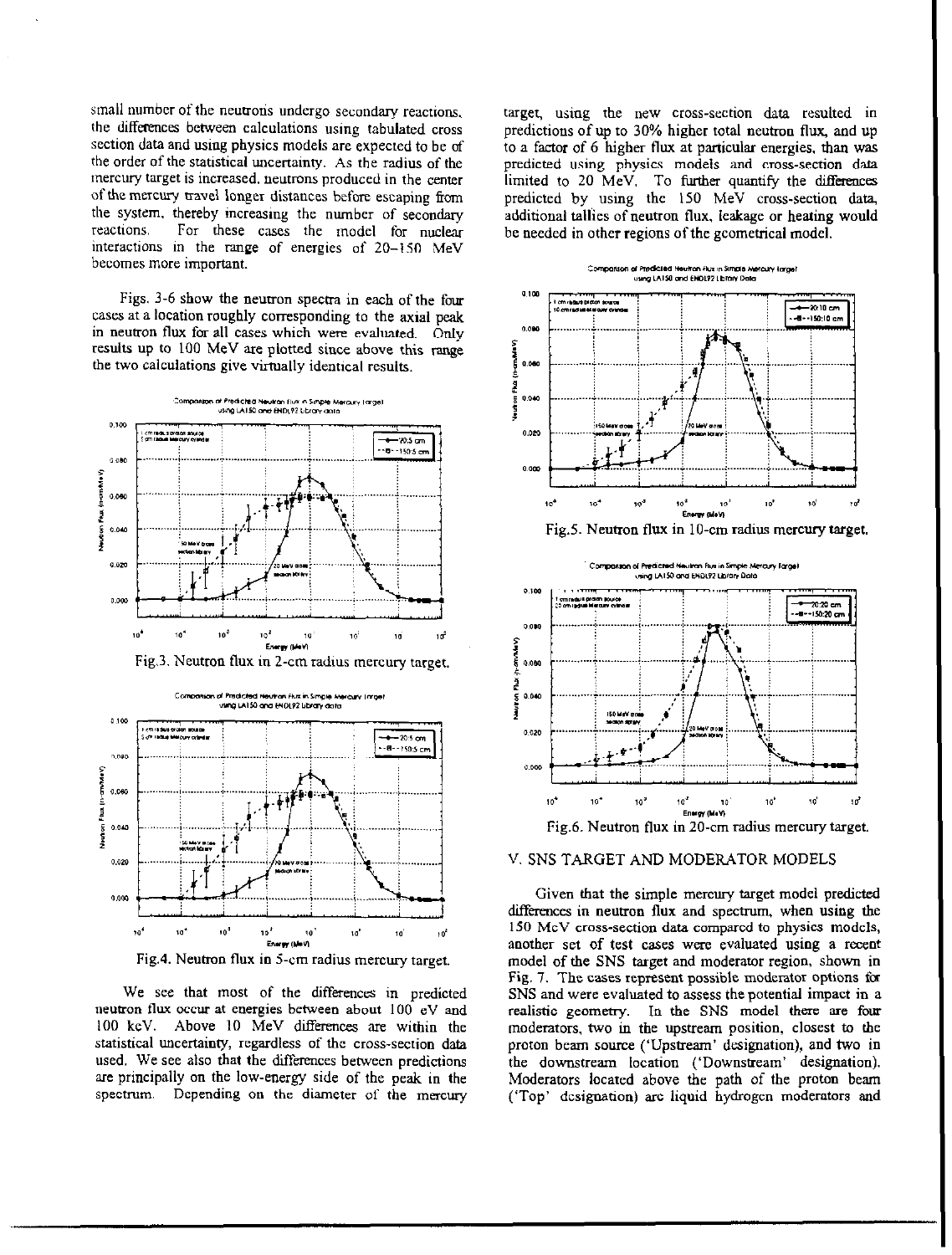small number of the neutrons undergo secondary reactions, the differences between calculations using tabulated cross section data and using physics models are expected to be of the order of the statistical uncertainty. As the radius of the mercury target is increased, neutrons produced in the center of the mercury travel longer distances before escaping from the system, thereby increasing the number of secondary reactions. For these cases the model for nuclear interactions in the range of energies of 20–150 MeV becomes more important.

Figs. 3-6 show the neutron spectra in each of the four cases at a location roughly corresponding to the axial peak in neutron flux for all cases which were evaluated. Only results up to 100 MeV are plotted since above this range the two calculations give virtually identical results.

Fig.3. Neutron flux in 2-cm radius mercury target.

Fig.4. Neutron flux in 5-cm radius mercury target.

We see that most of the differences in predicted neutron flux occur at energies between about 100 eV and 100 keV. Above 10 MeV differences are within the statistical uncertainty, regardless of the cross-section data used. We see also that the differences between predictions are principally on the low-energy side of the peak in the spectrum. Depending on the diameter of the mercury target, using the new cross-section data resulted in predictions of up to 30% higher total neutron flux, and up to a factor of 6 higher flux at particular energies, than was predicted using physics models and cross-section data limited to 20 MeV. To further quantify the differences predicted by using the 150 MeV cross-section data, additional tallies of neutron flux, leakage or heating would be needed in other regions of the geometrical model.

Fig.5. Neutron flux in 10-cm radius mercury target.

Fig.6. Neutron flux in 20-cm radius mercury target.

## V. SNS TARGET AND MODERATOR MODELS

Given that the simple mercury target model predicted differences in neutron flux and spectrum, when using the 150 MeV cross-section data compared to physics models, another set of test cases were evaluated using a recent model of the SNS target and moderator region, shown in Fig. 7. The cases represent possible moderator options for SNS and were evaluated to assess the potential impact in a realistic geometry. In the SNS model there are four moderators, two in the upstream position, closest to the proton beam source ('Upstream' designation), and two in the downstream location ('Downstream' designation). Moderators located above the path of the proton beam ('Top' designation) are liquid hydrogen moderators and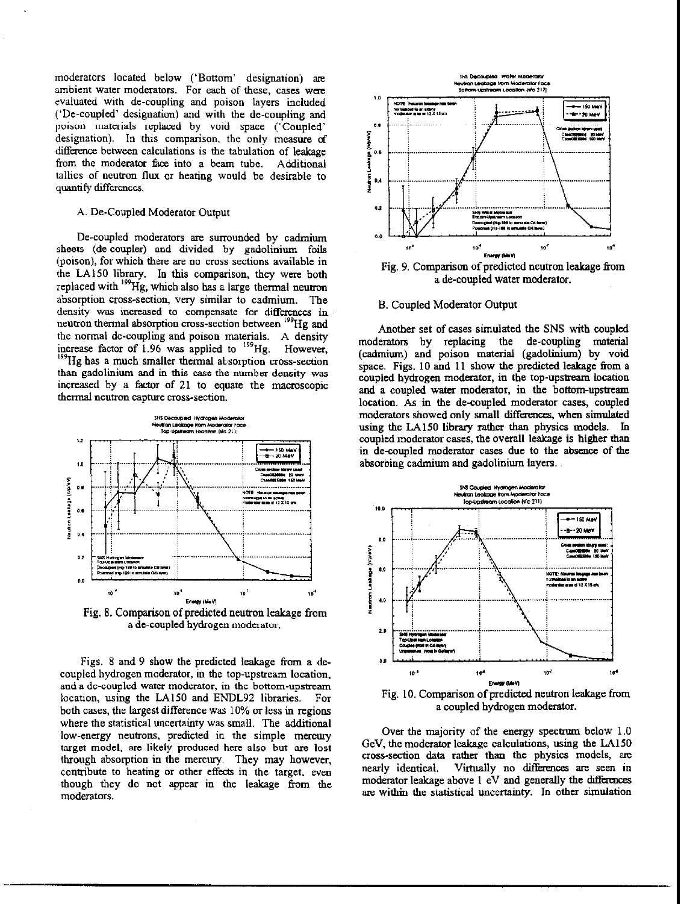moderators located below ('Bottom' designation) are ambient water moderators. For each of these, cases were evaluated with de-coupling and poison layers included ('De-coupled' designation) and with the de-coupling and poison materials replaced by void space ('Coupled' designation). In this comparison, the only measure of difference between calculations is the tabulation of leakage from the moderator face into a beam tube. Additional tallies of neutron flux or heating would be desirable to quantify differences.

### A. De-Coupled Moderator Output

De-coupled moderators are surrounded by cadmium sheets (de coupler) and divided by gadolinium foils (poison), for which there are no cross sections available in the LA150 library. In this comparison, they were both replaced with $^{199}$Hg, which also has a large thermal neutron absorption cross-section, very similar to cadmium. The density was increased to compensate for differences in neutron thermal absorption cross-section between $^{199}$Hg and the normal de-coupling and poison materials. A density increase factor of 1.96 was applied to $^{199}$Hg. However, $^{199}$Hg has a much smaller thermal absorption cross-section than gadolinium and in this case the number density was increased by a factor of 21 to equate the macroscopic thermal neutron capture cross-section.

Fig. 8. Comparison of predicted neutron leakage from a de-coupled hydrogen moderator.

Figs. 8 and 9 show the predicted leakage from a de-coupled hydrogen moderator, in the top-upstream location, and a de-coupled water moderator, in the bottom-upstream location, using the LA150 and ENDL92 libraries. For both cases, the largest difference was 10% or less in regions where the statistical uncertainty was small. The additional low-energy neutrons, predicted in the simple mercury target model, are likely produced here also but are lost through absorption in the mercury. They may however, contribute to heating or other effects in the target, even though they do not appear in the leakage from the moderators.

Fig. 9. Comparison of predicted neutron leakage from a de-coupled water moderator.

### B. Coupled Moderator Output

Another set of cases simulated the SNS with coupled moderators by replacing the de-coupling material (cadmium) and poison material (gadolinium) by void space. Figs. 10 and 11 show the predicted leakage from a coupled hydrogen moderator, in the top-upstream location and a coupled water moderator, in the bottom-upstream location. As in the de-coupled moderator cases, coupled moderators showed only small differences, when simulated using the LA150 library rather than physics models. In coupled moderator cases, the overall leakage is higher than in de-coupled moderator cases due to the absence of the absorbing cadmium and gadolinium layers.

Fig. 10. Comparison of predicted neutron leakage from a coupled hydrogen moderator.

Over the majority of the energy spectrum below 1.0 GeV, the moderator leakage calculations, using the LA150 cross-section data rather than the physics models, are nearly identical. Virtually no differences are seen in moderator leakage above 1 eV and generally the differences are within the statistical uncertainty. In other simulation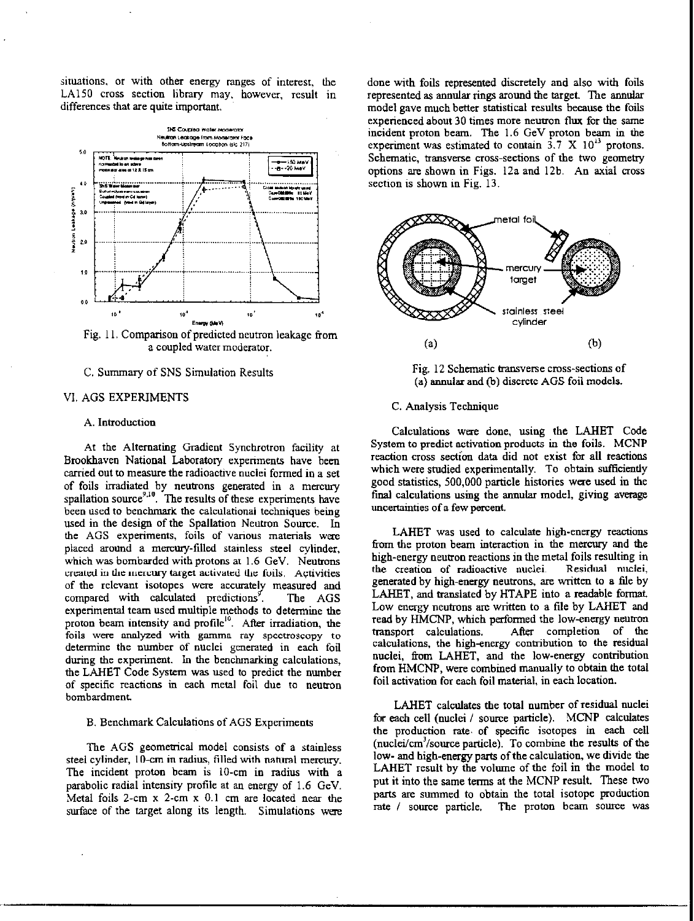situations, or with other energy ranges of interest, the LA150 cross section library may, however, result in differences that are quite important.

Fig. 11. Comparison of predicted neutron leakage from a coupled water moderator.

C. Summary of SNS Simulation Results

## VI. AGS EXPERIMENTS

### A. Introduction

At the Alternating Gradient Synchrotron facility at Brookhaven National Laboratory experiments have been carried out to measure the radioactive nuclei formed in a set of foils irradiated by neutrons generated in a mercury spallation source[9,10]. The results of these experiments have been used to benchmark the calculational techniques being used in the design of the Spallation Neutron Source. In the AGS experiments, foils of various materials were placed around a mercury-filled stainless steel cylinder, which was bombarded with protons at 1.6 GeV. Neutrons created in the mercury target activated the foils. Activities of the relevant isotopes were accurately measured and compared with calculated predictions[9]. The AGS experimental team used multiple methods to determine the proton beam intensity and profile[10]. After irradiation, the foils were analyzed with gamma ray spectroscopy to determine the number of nuclei generated in each foil during the experiment. In the benchmarking calculations, the LAHET Code System was used to predict the number of specific reactions in each metal foil due to neutron bombardment.

### B. Benchmark Calculations of AGS Experiments

The AGS geometrical model consists of a stainless steel cylinder, 10-cm in radius, filled with natural mercury. The incident proton beam is 10-cm in radius with a parabolic radial intensity profile at an energy of 1.6 GeV. Metal foils 2-cm x 2-cm x 0.1 cm are located near the surface of the target along its length. Simulations were done with foils represented discretely and also with foils represented as annular rings around the target. The annular model gave much better statistical results because the foils experienced about 30 times more neutron flux for the same incident proton beam. The 1.6 GeV proton beam in the experiment was estimated to contain $3.7 \times 10^{13}$ protons. Schematic, transverse cross-sections of the two geometry options are shown in Figs. 12a and 12b. An axial cross section is shown in Fig. 13.

Fig. 12 Schematic transverse cross-sections of (a) annular and (b) discrete AGS foil models.

### C. Analysis Technique

Calculations were done, using the LAHET Code System to predict activation products in the foils. MCNP reaction cross section data did not exist for all reactions which were studied experimentally. To obtain sufficiently good statistics, 500,000 particle histories were used in the final calculations using the annular model, giving average uncertainties of a few percent.

LAHET was used to calculate high-energy reactions from the proton beam interaction in the mercury and the high-energy neutron reactions in the metal foils resulting in the creation of radioactive nuclei. Residual nuclei, generated by high-energy neutrons, are written to a file by LAHET, and translated by HTAPE into a readable format. Low energy neutrons are written to a file by LAHET and read by HMCNP, which performed the low-energy neutron transport calculations. After completion of the calculations, the high-energy contribution to the residual nuclei, from LAHET, and the low-energy contribution from HMCNP, were combined manually to obtain the total foil activation for each foil material, in each location.

LAHET calculates the total number of residual nuclei for each cell (nuclei / source particle). MCNP calculates the production rate of specific isotopes in each cell (nuclei/cm$^3$/source particle). To combine the results of the low- and high-energy parts of the calculation, we divide the LAHET result by the volume of the foil in the model to put it into the same terms at the MCNP result. These two parts are summed to obtain the total isotope production rate / source particle. The proton beam source was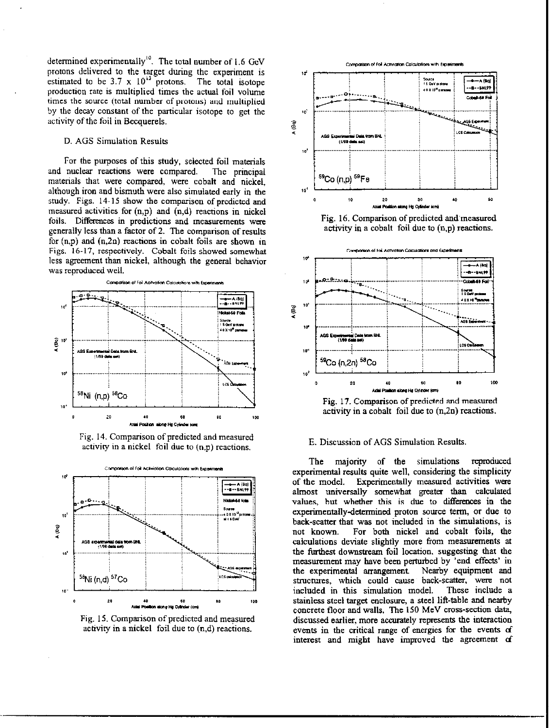determined experimentally[10]. The total number of 1.6 GeV protons delivered to the target during the experiment is estimated to be $3.7 \times 10^{13}$ protons. The total isotope production rate is multiplied times the actual foil volume times the source (total number of protons) and multiplied by the decay constant of the particular isotope to get the activity of the foil in Becquerels.

### D. AGS Simulation Results

For the purposes of this study, selected foil materials and nuclear reactions were compared. The principal materials that were compared, were cobalt and nickel, although iron and bismuth were also simulated early in the study. Figs. 14-15 show the comparison of predicted and measured activities for (n,p) and (n,d) reactions in nickel foils. Differences in predictions and measurements were generally less than a factor of 2. The comparison of results for (n,p) and (n,2n) reactions in cobalt foils are shown in Figs. 16-17, respectively. Cobalt foils showed somewhat less agreement than nickel, although the general behavior was reproduced well.

Fig. 14. Comparison of predicted and measured activity in a nickel foil due to (n,p) reactions.

Fig. 15. Comparison of predicted and measured activity in a nickel foil due to (n,d) reactions.

Fig. 16. Comparison of predicted and measured activity in a cobalt foil due to (n,p) reactions.

Fig. 17. Comparison of predicted and measured activity in a cobalt foil due to (n,2n) reactions.

### E. Discussion of AGS Simulation Results.

The majority of the simulations reproduced experimental results quite well, considering the simplicity of the model. Experimentally measured activities were almost universally somewhat greater than calculated values, but whether this is due to differences in the experimentally-determined proton source term, or due to back-scatter that was not included in the simulations, is not known. For both nickel and cobalt foils, the calculations deviate slightly more from measurements at the furthest downstream foil location, suggesting that the measurement may have been perturbed by 'end effects' in the experimental arrangement. Nearby equipment and structures, which could cause back-scatter, were not included in this simulation model. These include a stainless steel target enclosure, a steel lift-table and nearby concrete floor and walls. The 150 MeV cross-section data, discussed earlier, more accurately represents the interaction events in the critical range of energies for the events of interest and might have improved the agreement of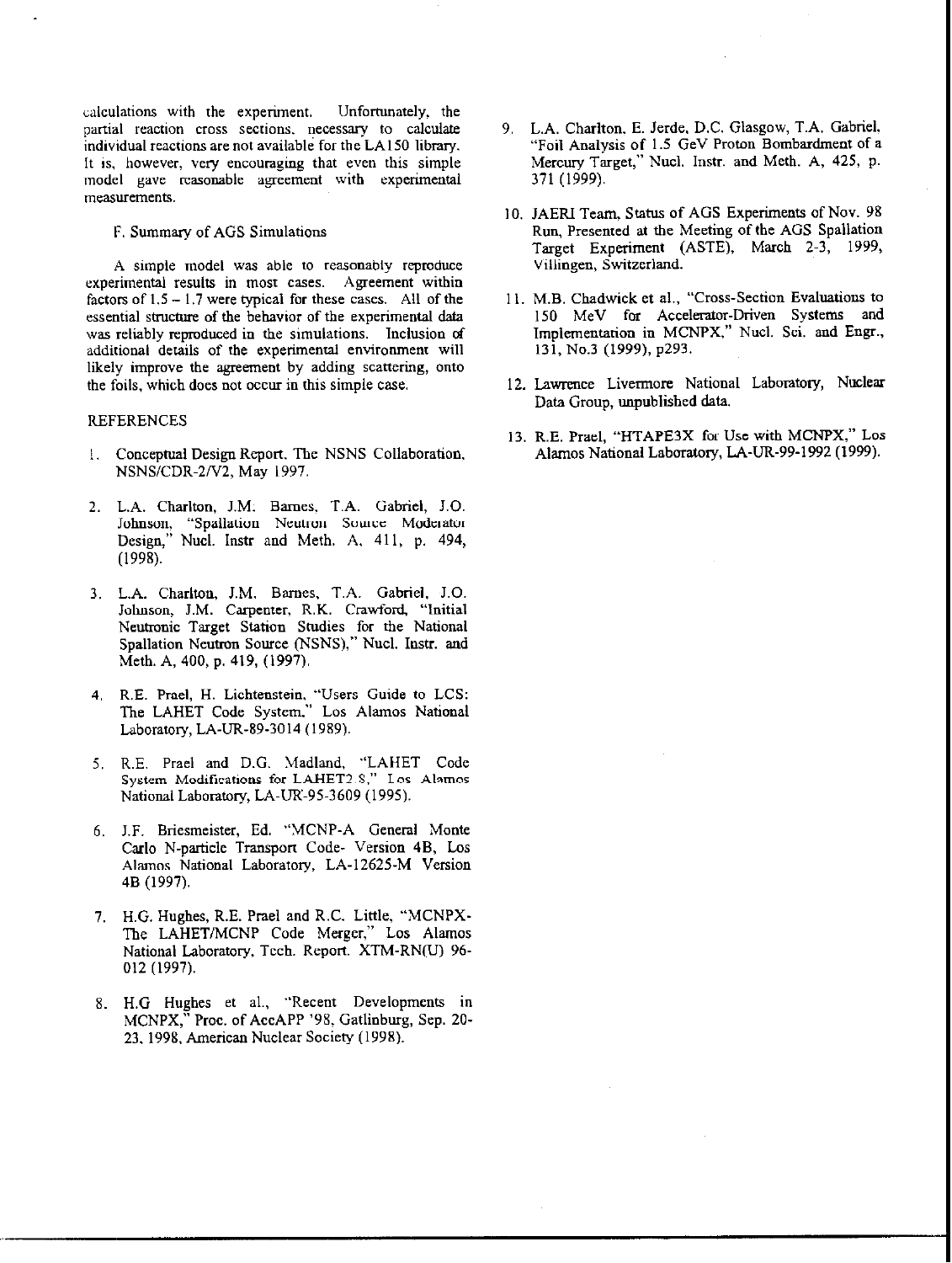calculations with the experiment. Unfortunately, the partial reaction cross sections, necessary to calculate individual reactions are not available for the LA150 library. It is, however, very encouraging that even this simple model gave reasonable agreement with experimental measurements.

### F. Summary of AGS Simulations

A simple model was able to reasonably reproduce experimental results in most cases. Agreement within factors of 1.5 – 1.7 were typical for these cases. All of the essential structure of the behavior of the experimental data was reliably reproduced in the simulations. Inclusion of additional details of the experimental environment will likely improve the agreement by adding scattering, onto the foils, which does not occur in this simple case.

## REFERENCES

1. Conceptual Design Report, The NSNS Collaboration, NSNS/CDR-2/V2, May 1997.

2. L.A. Charlton, J.M. Barnes, T.A. Gabriel, J.O. Johnson, "Spallation Neutron Source Moderator Design," Nucl. Instr and Meth. A, 411, p. 494, (1998).

3. L.A. Charlton, J.M. Barnes, T.A. Gabriel, J.O. Johnson, J.M. Carpenter, R.K. Crawford, "Initial Neutronic Target Station Studies for the National Spallation Neutron Source (NSNS)," Nucl. Instr. and Meth. A, 400, p. 419, (1997).

4. R.E. Prael, H. Lichtenstein, "Users Guide to LCS: The LAHET Code System," Los Alamos National Laboratory, LA-UR-89-3014 (1989).

5. R.E. Prael and D.G. Madland, "LAHET Code System Modifications for LAHET2.8," Los Alamos National Laboratory, LA-UR-95-3609 (1995).

6. J.F. Briesmeister, Ed. "MCNP-A General Monte Carlo N-particle Transport Code- Version 4B, Los Alamos National Laboratory, LA-12625-M Version 4B (1997).

7. H.G. Hughes, R.E. Prael and R.C. Little, "MCNPX-The LAHET/MCNP Code Merger," Los Alamos National Laboratory, Tech. Report. XTM-RN(U) 96-012 (1997).

8. H.G Hughes et al., "Recent Developments in MCNPX," Proc. of AccAPP '98, Gatlinburg, Sep. 20-23, 1998, American Nuclear Society (1998).

9. L.A. Charlton, E. Jerde, D.C. Glasgow, T.A. Gabriel, "Foil Analysis of 1.5 GeV Proton Bombardment of a Mercury Target," Nucl. Instr. and Meth. A, 425, p. 371 (1999).

10. JAERI Team, Status of AGS Experiments of Nov. 98 Run, Presented at the Meeting of the AGS Spallation Target Experiment (ASTE), March 2-3, 1999, Villingen, Switzerland.

11. M.B. Chadwick et al., "Cross-Section Evaluations to 150 MeV for Accelerator-Driven Systems and Implementation in MCNPX," Nucl. Sci. and Engr., 131, No.3 (1999), p293.

12. Lawrence Livermore National Laboratory, Nuclear Data Group, unpublished data.

13. R.E. Prael, "HTAPE3X for Use with MCNPX," Los Alamos National Laboratory, LA-UR-99-1992 (1999).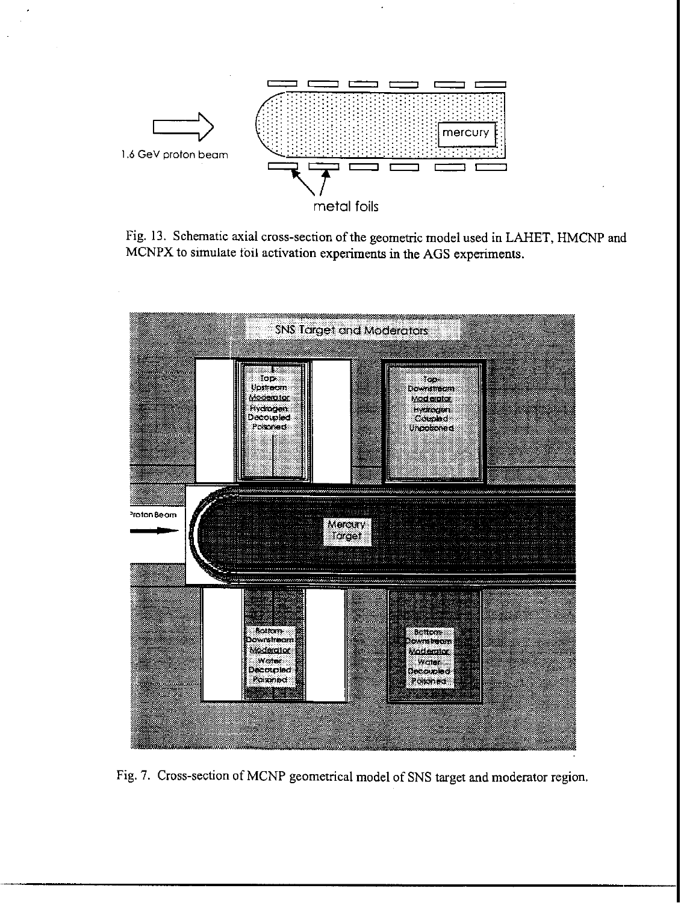1.6 GeV proton beam

mercury

metal foils

Fig. 13. Schematic axial cross-section of the geometric model used in LAHET, HMCNP and MCNPX to simulate foil activation experiments in the AGS experiments.

SNS Target and Moderators

Top-Upstream Moderator Hydrogen Decoupled Poisoned

Top-Downstream Moderator Hydrogen Coupled Unpoisoned

Proton Beam

Mercury Target

Bottom-Downstream Moderator Water Decoupled Poisoned

Bottom-Downstream Moderator Water Decoupled Poisoned

Fig. 7. Cross-section of MCNP geometrical model of SNS target and moderator region.